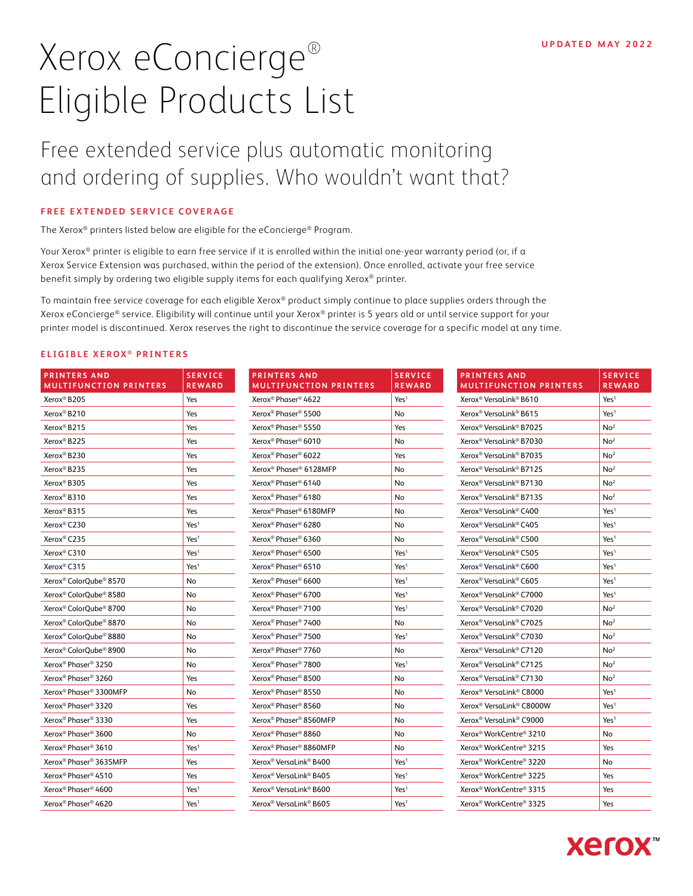UPDATED MAY 2022

# Xerox eConcierge® Eligible Products List

## Free extended service plus automatic monitoring and ordering of supplies. Who wouldn't want that?

### FREE EXTENDED SERVICE COVERAGE

The Xerox® printers listed below are eligible for the eConcierge® Program.

Your Xerox® printer is eligible to earn free service if it is enrolled within the initial one-year warranty period (or, if a Xerox Service Extension was purchased, within the period of the extension). Once enrolled, activate your free service benefit simply by ordering two eligible supply items for each qualifying Xerox® printer.

To maintain free service coverage for each eligible Xerox® product simply continue to place supplies orders through the Xerox eConcierge® service. Eligibility will continue until your Xerox® printer is 5 years old or until service support for your printer model is discontinued. Xerox reserves the right to discontinue the service coverage for a specific model at any time.

### ELIGIBLE XEROX® PRINTERS

| PRINTERS AND MULTIFUNCTION PRINTERS | SERVICE REWARD |
|---|---|
| Xerox® B205 | Yes |
| Xerox® B210 | Yes |
| Xerox® B215 | Yes |
| Xerox® B225 | Yes |
| Xerox® B230 | Yes |
| Xerox® B235 | Yes |
| Xerox® B305 | Yes |
| Xerox® B310 | Yes |
| Xerox® B315 | Yes |
| Xerox® C230 | Yes[1] |
| Xerox® C235 | Yes[1] |
| Xerox® C310 | Yes[1] |
| Xerox® C315 | Yes[1] |
| Xerox® ColorQube® 8570 | No |
| Xerox® ColorQube® 8580 | No |
| Xerox® ColorQube® 8700 | No |
| Xerox® ColorQube® 8870 | No |
| Xerox® ColorQube® 8880 | No |
| Xerox® ColorQube® 8900 | No |
| Xerox® Phaser® 3250 | No |
| Xerox® Phaser® 3260 | Yes |
| Xerox® Phaser® 3300MFP | No |
| Xerox® Phaser® 3320 | Yes |
| Xerox® Phaser® 3330 | Yes |
| Xerox® Phaser® 3600 | No |
| Xerox® Phaser® 3610 | Yes[1] |
| Xerox® Phaser® 3635MFP | Yes |
| Xerox® Phaser® 4510 | Yes |
| Xerox® Phaser® 4600 | Yes[1] |
| Xerox® Phaser® 4620 | Yes[1] |
| Xerox® Phaser® 4622 | Yes[1] |
| Xerox® Phaser® 5500 | No |
| Xerox® Phaser® 5550 | Yes |
| Xerox® Phaser® 6010 | No |
| Xerox® Phaser® 6022 | Yes |
| Xerox® Phaser® 6128MFP | No |
| Xerox® Phaser® 6140 | No |
| Xerox® Phaser® 6180 | No |
| Xerox® Phaser® 6180MFP | No |
| Xerox® Phaser® 6280 | No |
| Xerox® Phaser® 6360 | No |
| Xerox® Phaser® 6500 | Yes[1] |
| Xerox® Phaser® 6510 | Yes[1] |
| Xerox® Phaser® 6600 | Yes[1] |
| Xerox® Phaser® 6700 | Yes[1] |
| Xerox® Phaser® 7100 | Yes[1] |
| Xerox® Phaser® 7400 | No |
| Xerox® Phaser® 7500 | Yes[1] |
| Xerox® Phaser® 7760 | No |
| Xerox® Phaser® 7800 | Yes[1] |
| Xerox® Phaser® 8500 | No |
| Xerox® Phaser® 8550 | No |
| Xerox® Phaser® 8560 | No |
| Xerox® Phaser® 8560MFP | No |
| Xerox® Phaser® 8860 | No |
| Xerox® Phaser® 8860MFP | No |
| Xerox® VersaLink® B400 | Yes[1] |
| Xerox® VersaLink® B405 | Yes[1] |
| Xerox® VersaLink® B600 | Yes[1] |
| Xerox® VersaLink® B605 | Yes[1] |
| Xerox® VersaLink® B610 | Yes[1] |
| Xerox® VersaLink® B615 | Yes[1] |
| Xerox® VersaLink® B7025 | No[2] |
| Xerox® VersaLink® B7030 | No[2] |
| Xerox® VersaLink® B7035 | No[2] |
| Xerox® VersaLink® B7125 | No[2] |
| Xerox® VersaLink® B7130 | No[2] |
| Xerox® VersaLink® B7135 | No[2] |
| Xerox® VersaLink® C400 | Yes[1] |
| Xerox® VersaLink® C405 | Yes[1] |
| Xerox® VersaLink® C500 | Yes[1] |
| Xerox® VersaLink® C505 | Yes[1] |
| Xerox® VersaLink® C600 | Yes[1] |
| Xerox® VersaLink® C605 | Yes[1] |
| Xerox® VersaLink® C7000 | Yes[1] |
| Xerox® VersaLink® C7020 | No[2] |
| Xerox® VersaLink® C7025 | No[2] |
| Xerox® VersaLink® C7030 | No[2] |
| Xerox® VersaLink® C7120 | No[2] |
| Xerox® VersaLink® C7125 | No[2] |
| Xerox® VersaLink® C7130 | No[2] |
| Xerox® VersaLink® C8000 | Yes[1] |
| Xerox® VersaLink® C8000W | Yes[1] |
| Xerox® VersaLink® C9000 | Yes[1] |
| Xerox® WorkCentre® 3210 | No |
| Xerox® WorkCentre® 3215 | Yes |
| Xerox® WorkCentre® 3220 | No |
| Xerox® WorkCentre® 3225 | Yes |
| Xerox® WorkCentre® 3315 | Yes |
| Xerox® WorkCentre® 3325 | Yes |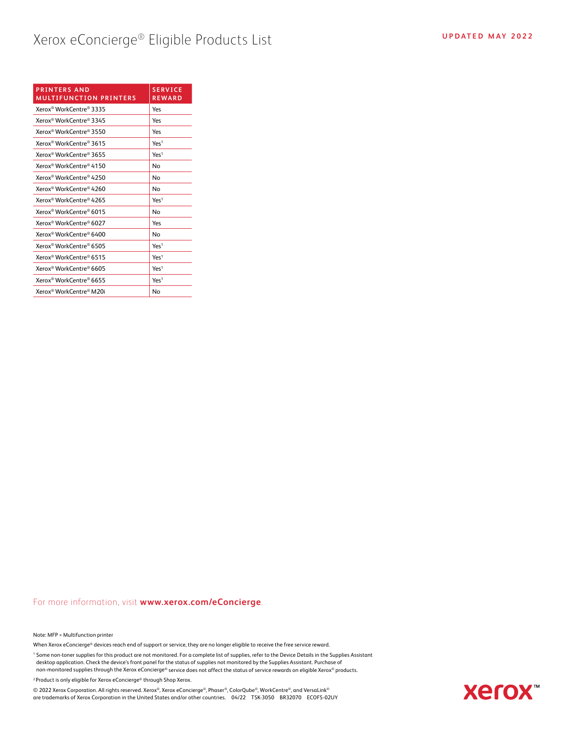# Xerox eConcierge® Eligible Products List

UPDATED MAY 2022

| PRINTERS AND MULTIFUNCTION PRINTERS | SERVICE REWARD |
|---|---|
| Xerox® WorkCentre® 3335 | Yes |
| Xerox® WorkCentre® 3345 | Yes |
| Xerox® WorkCentre® 3550 | Yes |
| Xerox® WorkCentre® 3615 | Yes[1] |
| Xerox® WorkCentre® 3655 | Yes[1] |
| Xerox® WorkCentre® 4150 | No |
| Xerox® WorkCentre® 4250 | No |
| Xerox® WorkCentre® 4260 | No |
| Xerox® WorkCentre® 4265 | Yes[1] |
| Xerox® WorkCentre® 6015 | No |
| Xerox® WorkCentre® 6027 | Yes |
| Xerox® WorkCentre® 6400 | No |
| Xerox® WorkCentre® 6505 | Yes[1] |
| Xerox® WorkCentre® 6515 | Yes[1] |
| Xerox® WorkCentre® 6605 | Yes[1] |
| Xerox® WorkCentre® 6655 | Yes[1] |
| Xerox® WorkCentre® M20i | No |

For more information, visit **www.xerox.com/eConcierge**.

Note: MFP = Multifunction printer

When Xerox eConcierge® devices reach end of support or service, they are no longer eligible to receive the free service reward.

[1] Some non-toner supplies for this product are not monitored. For a complete list of supplies, refer to the Device Details in the Supplies Assistant desktop application. Check the device's front panel for the status of supplies not monitored by the Supplies Assistant. Purchase of non-monitored supplies through the Xerox eConcierge® service does not affect the status of service rewards on eligible Xerox® products.

[2] Product is only eligible for Xerox eConcierge® through Shop Xerox.

© 2022 Xerox Corporation. All rights reserved. Xerox®, Xerox eConcierge®, Phaser®, ColorQube®, WorkCentre®, and VersaLink® are trademarks of Xerox Corporation in the United States and/or other countries. 04/22 TSK-3050 BR32070 ECOFS-02UY